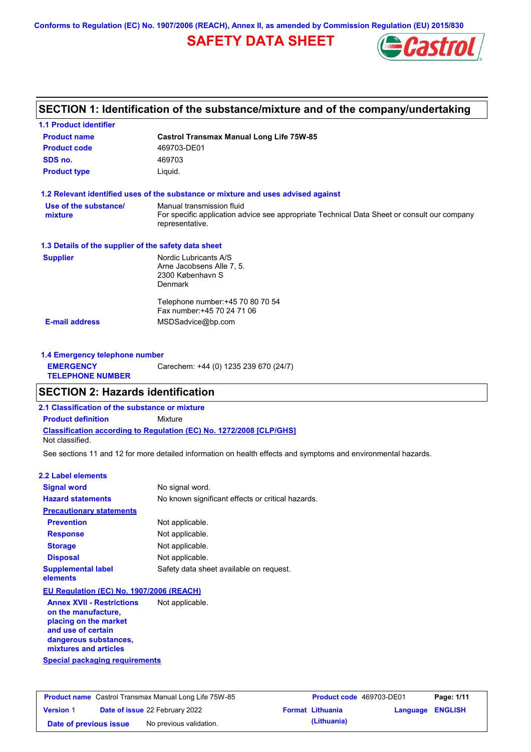Conforms to Regulation (EC) No. 1907/2006 (REACH), Annex II, as amended by Commission Regulation (EU) 2015/830

# SAFETY DATA SHEET

## SECTION 1: Identification of the substance/mixture and of the company/undertaking

### 1.1 Product identifier

| | |
|---|---|
| **Product name** | **Castrol Transmax Manual Long Life 75W-85** |
| **Product code** | 469703-DE01 |
| **SDS no.** | 469703 |
| **Product type** | Liquid. |

### 1.2 Relevant identified uses of the substance or mixture and uses advised against

| | |
|---|---|
| **Use of the substance/ mixture** | Manual transmission fluid<br>For specific application advice see appropriate Technical Data Sheet or consult our company representative. |

### 1.3 Details of the supplier of the safety data sheet

| | |
|---|---|
| **Supplier** | Nordic Lubricants A/S<br>Arne Jacobsens Alle 7, 5.<br>2300 København S<br>Denmark<br><br>Telephone number:+45 70 80 70 54<br>Fax number:+45 70 24 71 06 |
| **E-mail address** | MSDSadvice@bp.com |

### 1.4 Emergency telephone number

| | |
|---|---|
| **EMERGENCY TELEPHONE NUMBER** | Carechem: +44 (0) 1235 239 670 (24/7) |

## SECTION 2: Hazards identification

### 2.1 Classification of the substance or mixture

**Product definition** Mixture

**Classification according to Regulation (EC) No. 1272/2008 [CLP/GHS]**

Not classified.

See sections 11 and 12 for more detailed information on health effects and symptoms and environmental hazards.

### 2.2 Label elements

| | |
|---|---|
| **Signal word** | No signal word. |
| **Hazard statements** | No known significant effects or critical hazards. |
| **Precautionary statements** | |
| **Prevention** | Not applicable. |
| **Response** | Not applicable. |
| **Storage** | Not applicable. |
| **Disposal** | Not applicable. |
| **Supplemental label elements** | Safety data sheet available on request. |

**EU Regulation (EC) No. 1907/2006 (REACH)**

| | |
|---|---|
| **Annex XVII - Restrictions on the manufacture, placing on the market and use of certain dangerous substances, mixtures and articles** | Not applicable. |

**Special packaging requirements**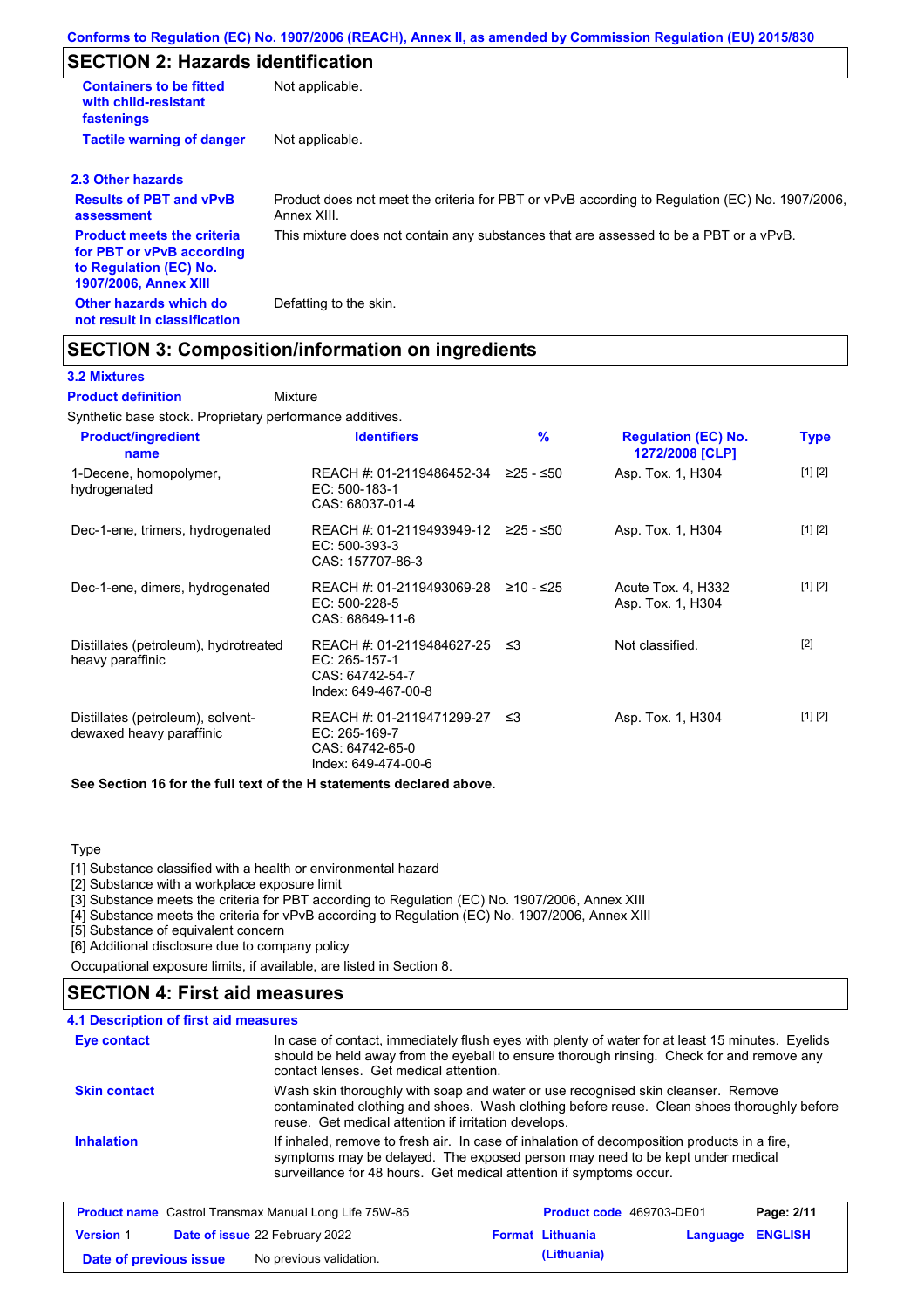## SECTION 2: Hazards identification

| | |
|---|---|
| **Containers to be fitted with child-resistant fastenings** | Not applicable. |
| **Tactile warning of danger** | Not applicable. |

### 2.3 Other hazards

| | |
|---|---|
| **Results of PBT and vPvB assessment** | Product does not meet the criteria for PBT or vPvB according to Regulation (EC) No. 1907/2006, Annex XIII. |
| **Product meets the criteria for PBT or vPvB according to Regulation (EC) No. 1907/2006, Annex XIII** | This mixture does not contain any substances that are assessed to be a PBT or a vPvB. |
| **Other hazards which do not result in classification** | Defatting to the skin. |

## SECTION 3: Composition/information on ingredients

### 3.2 Mixtures

**Product definition** Mixture

Synthetic base stock. Proprietary performance additives.

| Product/ingredient name | Identifiers | % | Regulation (EC) No. 1272/2008 [CLP] | Type |
|---|---|---|---|---|
| 1-Decene, homopolymer, hydrogenated | REACH #: 01-2119486452-34<br>EC: 500-183-1<br>CAS: 68037-01-4 | ≥25 - ≤50 | Asp. Tox. 1, H304 | [1] [2] |
| Dec-1-ene, trimers, hydrogenated | REACH #: 01-2119493949-12<br>EC: 500-393-3<br>CAS: 157707-86-3 | ≥25 - ≤50 | Asp. Tox. 1, H304 | [1] [2] |
| Dec-1-ene, dimers, hydrogenated | REACH #: 01-2119493069-28<br>EC: 500-228-5<br>CAS: 68649-11-6 | ≥10 - ≤25 | Acute Tox. 4, H332<br>Asp. Tox. 1, H304 | [1] [2] |
| Distillates (petroleum), hydrotreated heavy paraffinic | REACH #: 01-2119484627-25<br>EC: 265-157-1<br>CAS: 64742-54-7<br>Index: 649-467-00-8 | ≤3 | Not classified. | [2] |
| Distillates (petroleum), solvent-dewaxed heavy paraffinic | REACH #: 01-2119471299-27<br>EC: 265-169-7<br>CAS: 64742-65-0<br>Index: 649-474-00-6 | ≤3 | Asp. Tox. 1, H304 | [1] [2] |

**See Section 16 for the full text of the H statements declared above.**

Type

[1] Substance classified with a health or environmental hazard
[2] Substance with a workplace exposure limit
[3] Substance meets the criteria for PBT according to Regulation (EC) No. 1907/2006, Annex XIII
[4] Substance meets the criteria for vPvB according to Regulation (EC) No. 1907/2006, Annex XIII
[5] Substance of equivalent concern
[6] Additional disclosure due to company policy

Occupational exposure limits, if available, are listed in Section 8.

## SECTION 4: First aid measures

### 4.1 Description of first aid measures

| | |
|---|---|
| **Eye contact** | In case of contact, immediately flush eyes with plenty of water for at least 15 minutes. Eyelids should be held away from the eyeball to ensure thorough rinsing. Check for and remove any contact lenses. Get medical attention. |
| **Skin contact** | Wash skin thoroughly with soap and water or use recognised skin cleanser. Remove contaminated clothing and shoes. Wash clothing before reuse. Clean shoes thoroughly before reuse. Get medical attention if irritation develops. |
| **Inhalation** | If inhaled, remove to fresh air. In case of inhalation of decomposition products in a fire, symptoms may be delayed. The exposed person may need to be kept under medical surveillance for 48 hours. Get medical attention if symptoms occur. |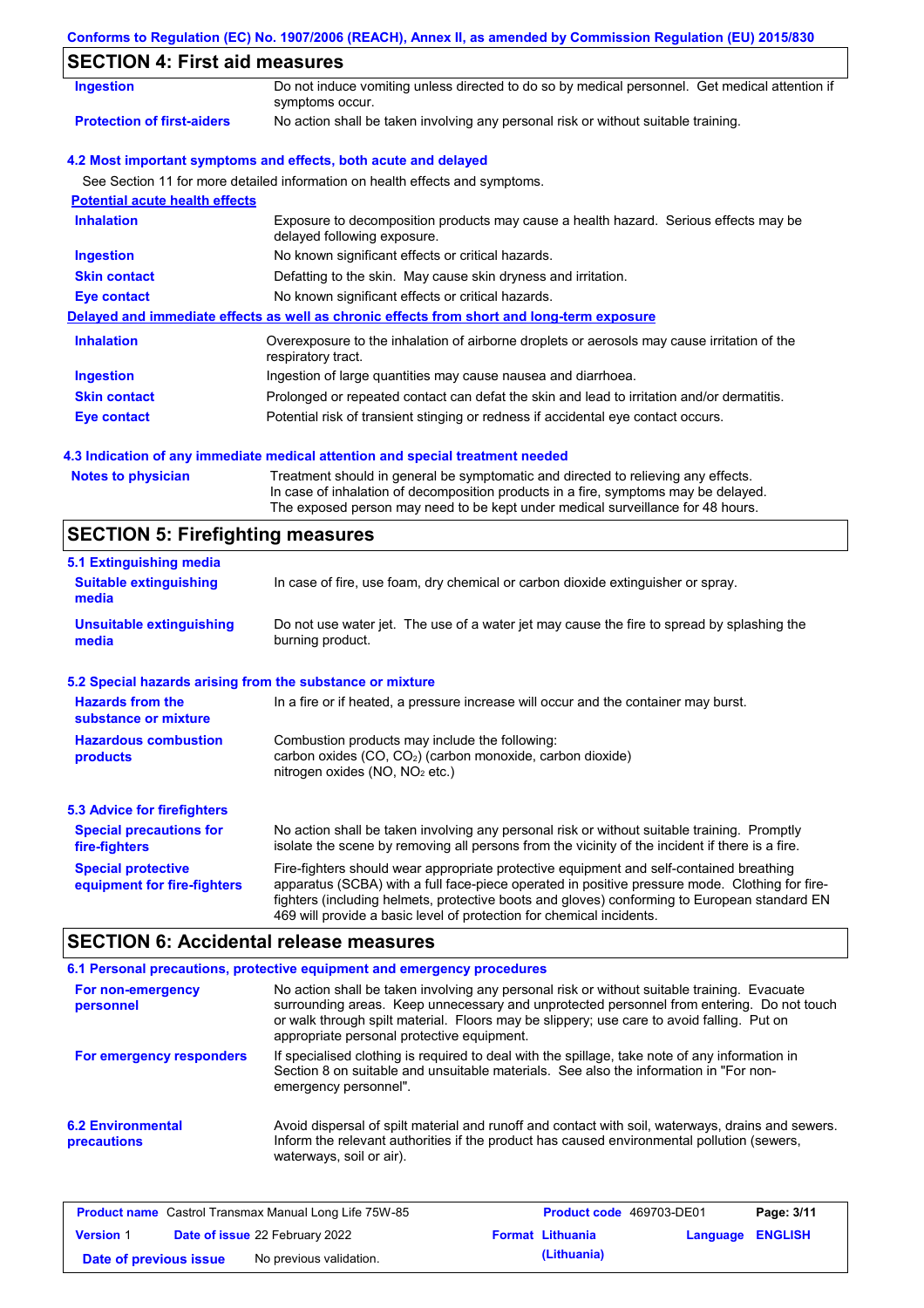Conforms to Regulation (EC) No. 1907/2006 (REACH), Annex II, as amended by Commission Regulation (EU) 2015/830

## SECTION 4: First aid measures

| | |
|---|---|
| **Ingestion** | Do not induce vomiting unless directed to do so by medical personnel. Get medical attention if symptoms occur. |
| **Protection of first-aiders** | No action shall be taken involving any personal risk or without suitable training. |

### 4.2 Most important symptoms and effects, both acute and delayed

See Section 11 for more detailed information on health effects and symptoms.

**Potential acute health effects**

| | |
|---|---|
| **Inhalation** | Exposure to decomposition products may cause a health hazard. Serious effects may be delayed following exposure. |
| **Ingestion** | No known significant effects or critical hazards. |
| **Skin contact** | Defatting to the skin. May cause skin dryness and irritation. |
| **Eye contact** | No known significant effects or critical hazards. |

**Delayed and immediate effects as well as chronic effects from short and long-term exposure**

| | |
|---|---|
| **Inhalation** | Overexposure to the inhalation of airborne droplets or aerosols may cause irritation of the respiratory tract. |
| **Ingestion** | Ingestion of large quantities may cause nausea and diarrhoea. |
| **Skin contact** | Prolonged or repeated contact can defat the skin and lead to irritation and/or dermatitis. |
| **Eye contact** | Potential risk of transient stinging or redness if accidental eye contact occurs. |

### 4.3 Indication of any immediate medical attention and special treatment needed

| | |
|---|---|
| **Notes to physician** | Treatment should in general be symptomatic and directed to relieving any effects. In case of inhalation of decomposition products in a fire, symptoms may be delayed. The exposed person may need to be kept under medical surveillance for 48 hours. |

## SECTION 5: Firefighting measures

### 5.1 Extinguishing media

| | |
|---|---|
| **Suitable extinguishing media** | In case of fire, use foam, dry chemical or carbon dioxide extinguisher or spray. |
| **Unsuitable extinguishing media** | Do not use water jet. The use of a water jet may cause the fire to spread by splashing the burning product. |

### 5.2 Special hazards arising from the substance or mixture

| | |
|---|---|
| **Hazards from the substance or mixture** | In a fire or if heated, a pressure increase will occur and the container may burst. |
| **Hazardous combustion products** | Combustion products may include the following: carbon oxides (CO, $CO_2$) (carbon monoxide, carbon dioxide) nitrogen oxides (NO, $NO_2$ etc.) |

### 5.3 Advice for firefighters

| | |
|---|---|
| **Special precautions for fire-fighters** | No action shall be taken involving any personal risk or without suitable training. Promptly isolate the scene by removing all persons from the vicinity of the incident if there is a fire. |
| **Special protective equipment for fire-fighters** | Fire-fighters should wear appropriate protective equipment and self-contained breathing apparatus (SCBA) with a full face-piece operated in positive pressure mode. Clothing for fire-fighters (including helmets, protective boots and gloves) conforming to European standard EN 469 will provide a basic level of protection for chemical incidents. |

## SECTION 6: Accidental release measures

### 6.1 Personal precautions, protective equipment and emergency procedures

| | |
|---|---|
| **For non-emergency personnel** | No action shall be taken involving any personal risk or without suitable training. Evacuate surrounding areas. Keep unnecessary and unprotected personnel from entering. Do not touch or walk through spilt material. Floors may be slippery; use care to avoid falling. Put on appropriate personal protective equipment. |
| **For emergency responders** | If specialised clothing is required to deal with the spillage, take note of any information in Section 8 on suitable and unsuitable materials. See also the information in "For non-emergency personnel". |

| | |
|---|---|
| **6.2 Environmental precautions** | Avoid dispersal of spilt material and runoff and contact with soil, waterways, drains and sewers. Inform the relevant authorities if the product has caused environmental pollution (sewers, waterways, soil or air). |

| | | | |
|---|---|---|---|
| **Product name** Castrol Transmax Manual Long Life 75W-85 | | **Product code** 469703-DE01 | |
| **Version** 1 | **Date of issue** 22 February 2022 | **Format** Lithuania (Lithuania) | **Language** ENGLISH |
| **Date of previous issue** | No previous validation. | | |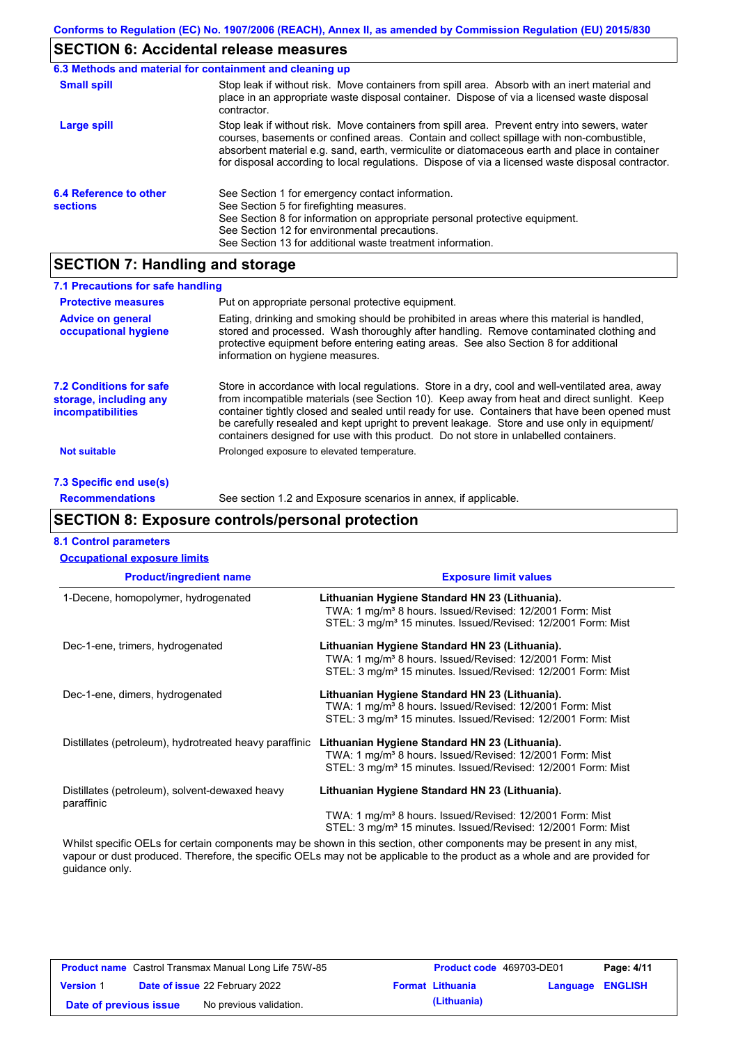## SECTION 6: Accidental release measures

### 6.3 Methods and material for containment and cleaning up

**Small spill**

Stop leak if without risk. Move containers from spill area. Absorb with an inert material and place in an appropriate waste disposal container. Dispose of via a licensed waste disposal contractor.

**Large spill**

Stop leak if without risk. Move containers from spill area. Prevent entry into sewers, water courses, basements or confined areas. Contain and collect spillage with non-combustible, absorbent material e.g. sand, earth, vermiculite or diatomaceous earth and place in container for disposal according to local regulations. Dispose of via a licensed waste disposal contractor.

### 6.4 Reference to other sections

See Section 1 for emergency contact information.
See Section 5 for firefighting measures.
See Section 8 for information on appropriate personal protective equipment.
See Section 12 for environmental precautions.
See Section 13 for additional waste treatment information.

## SECTION 7: Handling and storage

### 7.1 Precautions for safe handling

**Protective measures**

Put on appropriate personal protective equipment.

**Advice on general occupational hygiene**

Eating, drinking and smoking should be prohibited in areas where this material is handled, stored and processed. Wash thoroughly after handling. Remove contaminated clothing and protective equipment before entering eating areas. See also Section 8 for additional information on hygiene measures.

### 7.2 Conditions for safe storage, including any incompatibilities

Store in accordance with local regulations. Store in a dry, cool and well-ventilated area, away from incompatible materials (see Section 10). Keep away from heat and direct sunlight. Keep container tightly closed and sealed until ready for use. Containers that have been opened must be carefully resealed and kept upright to prevent leakage. Store and use only in equipment/ containers designed for use with this product. Do not store in unlabelled containers.

**Not suitable**

Prolonged exposure to elevated temperature.

### 7.3 Specific end use(s)

**Recommendations**

See section 1.2 and Exposure scenarios in annex, if applicable.

## SECTION 8: Exposure controls/personal protection

### 8.1 Control parameters

**Occupational exposure limits**

| Product/ingredient name | Exposure limit values |
|---|---|
| 1-Decene, homopolymer, hydrogenated | **Lithuanian Hygiene Standard HN 23 (Lithuania).** TWA: 1 mg/m³ 8 hours. Issued/Revised: 12/2001 Form: Mist STEL: 3 mg/m³ 15 minutes. Issued/Revised: 12/2001 Form: Mist |
| Dec-1-ene, trimers, hydrogenated | **Lithuanian Hygiene Standard HN 23 (Lithuania).** TWA: 1 mg/m³ 8 hours. Issued/Revised: 12/2001 Form: Mist STEL: 3 mg/m³ 15 minutes. Issued/Revised: 12/2001 Form: Mist |
| Dec-1-ene, dimers, hydrogenated | **Lithuanian Hygiene Standard HN 23 (Lithuania).** TWA: 1 mg/m³ 8 hours. Issued/Revised: 12/2001 Form: Mist STEL: 3 mg/m³ 15 minutes. Issued/Revised: 12/2001 Form: Mist |
| Distillates (petroleum), hydrotreated heavy paraffinic | **Lithuanian Hygiene Standard HN 23 (Lithuania).** TWA: 1 mg/m³ 8 hours. Issued/Revised: 12/2001 Form: Mist STEL: 3 mg/m³ 15 minutes. Issued/Revised: 12/2001 Form: Mist |
| Distillates (petroleum), solvent-dewaxed heavy paraffinic | **Lithuanian Hygiene Standard HN 23 (Lithuania).** TWA: 1 mg/m³ 8 hours. Issued/Revised: 12/2001 Form: Mist STEL: 3 mg/m³ 15 minutes. Issued/Revised: 12/2001 Form: Mist |

Whilst specific OELs for certain components may be shown in this section, other components may be present in any mist, vapour or dust produced. Therefore, the specific OELs may not be applicable to the product as a whole and are provided for guidance only.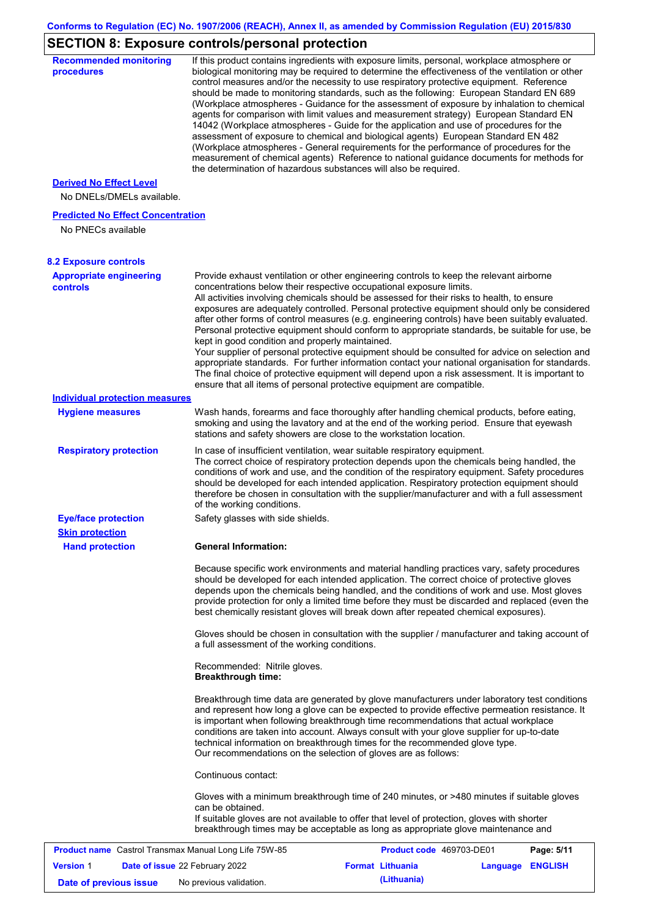## SECTION 8: Exposure controls/personal protection

**Recommended monitoring procedures**

If this product contains ingredients with exposure limits, personal, workplace atmosphere or biological monitoring may be required to determine the effectiveness of the ventilation or other control measures and/or the necessity to use respiratory protective equipment. Reference should be made to monitoring standards, such as the following: European Standard EN 689 (Workplace atmospheres - Guidance for the assessment of exposure by inhalation to chemical agents for comparison with limit values and measurement strategy) European Standard EN 14042 (Workplace atmospheres - Guide for the application and use of procedures for the assessment of exposure to chemical and biological agents) European Standard EN 482 (Workplace atmospheres - General requirements for the performance of procedures for the measurement of chemical agents) Reference to national guidance documents for methods for the determination of hazardous substances will also be required.

**Derived No Effect Level**

No DNELs/DMELs available.

**Predicted No Effect Concentration**

No PNECs available

### 8.2 Exposure controls

**Appropriate engineering controls**

Provide exhaust ventilation or other engineering controls to keep the relevant airborne concentrations below their respective occupational exposure limits.
All activities involving chemicals should be assessed for their risks to health, to ensure exposures are adequately controlled. Personal protective equipment should only be considered after other forms of control measures (e.g. engineering controls) have been suitably evaluated. Personal protective equipment should conform to appropriate standards, be suitable for use, be kept in good condition and properly maintained.
Your supplier of personal protective equipment should be consulted for advice on selection and appropriate standards. For further information contact your national organisation for standards. The final choice of protective equipment will depend upon a risk assessment. It is important to ensure that all items of personal protective equipment are compatible.

**Individual protection measures**

**Hygiene measures**

Wash hands, forearms and face thoroughly after handling chemical products, before eating, smoking and using the lavatory and at the end of the working period. Ensure that eyewash stations and safety showers are close to the workstation location.

**Respiratory protection**

In case of insufficient ventilation, wear suitable respiratory equipment.
The correct choice of respiratory protection depends upon the chemicals being handled, the conditions of work and use, and the condition of the respiratory equipment. Safety procedures should be developed for each intended application. Respiratory protection equipment should therefore be chosen in consultation with the supplier/manufacturer and with a full assessment of the working conditions.

**Eye/face protection**

Safety glasses with side shields.

**Skin protection**

**Hand protection**

**General Information:**

Because specific work environments and material handling practices vary, safety procedures should be developed for each intended application. The correct choice of protective gloves depends upon the chemicals being handled, and the conditions of work and use. Most gloves provide protection for only a limited time before they must be discarded and replaced (even the best chemically resistant gloves will break down after repeated chemical exposures).

Gloves should be chosen in consultation with the supplier / manufacturer and taking account of a full assessment of the working conditions.

Recommended: Nitrile gloves.
**Breakthrough time:**

Breakthrough time data are generated by glove manufacturers under laboratory test conditions and represent how long a glove can be expected to provide effective permeation resistance. It is important when following breakthrough time recommendations that actual workplace conditions are taken into account. Always consult with your glove supplier for up-to-date technical information on breakthrough times for the recommended glove type.
Our recommendations on the selection of gloves are as follows:

Continuous contact:

Gloves with a minimum breakthrough time of 240 minutes, or >480 minutes if suitable gloves can be obtained.
If suitable gloves are not available to offer that level of protection, gloves with shorter breakthrough times may be acceptable as long as appropriate glove maintenance and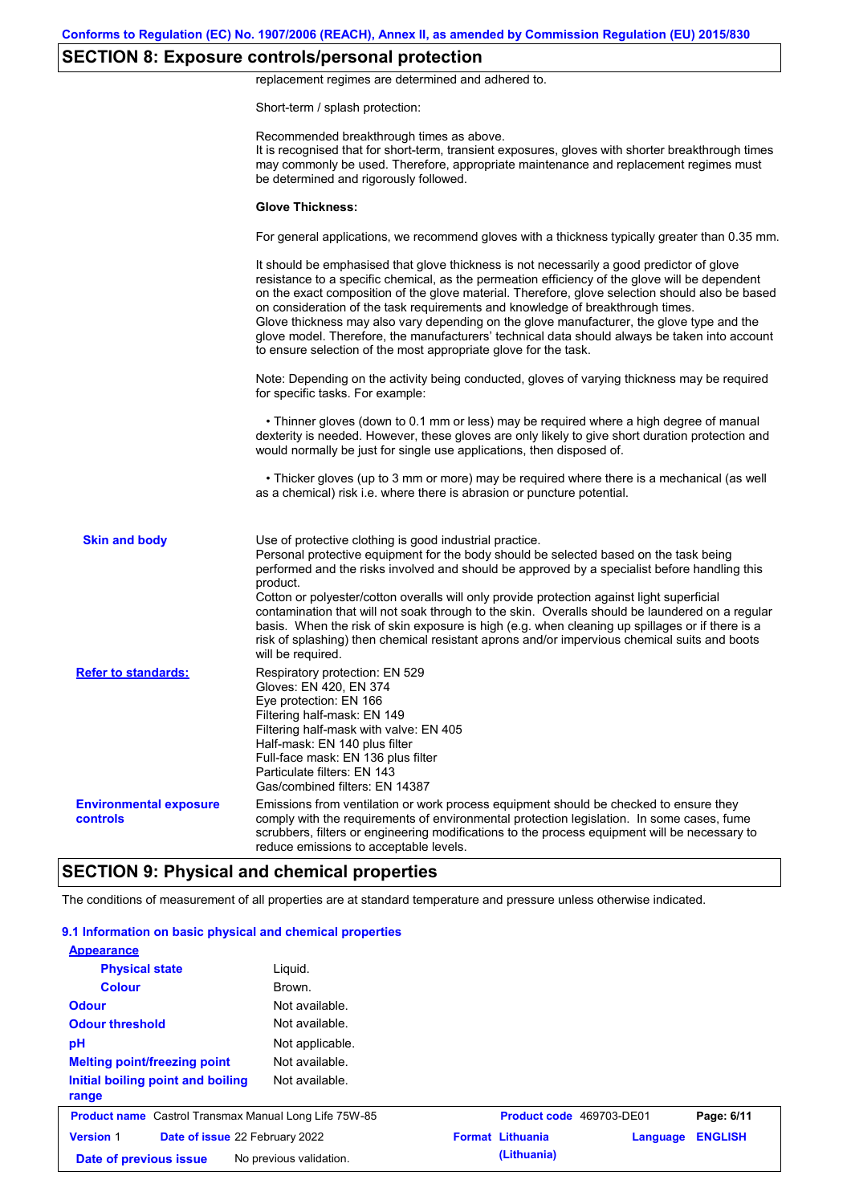## SECTION 8: Exposure controls/personal protection

replacement regimes are determined and adhered to.

Short-term / splash protection:

Recommended breakthrough times as above.
It is recognised that for short-term, transient exposures, gloves with shorter breakthrough times may commonly be used. Therefore, appropriate maintenance and replacement regimes must be determined and rigorously followed.

**Glove Thickness:**

For general applications, we recommend gloves with a thickness typically greater than 0.35 mm.

It should be emphasised that glove thickness is not necessarily a good predictor of glove resistance to a specific chemical, as the permeation efficiency of the glove will be dependent on the exact composition of the glove material. Therefore, glove selection should also be based on consideration of the task requirements and knowledge of breakthrough times.
Glove thickness may also vary depending on the glove manufacturer, the glove type and the glove model. Therefore, the manufacturers' technical data should always be taken into account to ensure selection of the most appropriate glove for the task.

Note: Depending on the activity being conducted, gloves of varying thickness may be required for specific tasks. For example:

• Thinner gloves (down to 0.1 mm or less) may be required where a high degree of manual dexterity is needed. However, these gloves are only likely to give short duration protection and would normally be just for single use applications, then disposed of.

• Thicker gloves (up to 3 mm or more) may be required where there is a mechanical (as well as a chemical) risk i.e. where there is abrasion or puncture potential.

**Skin and body**

Use of protective clothing is good industrial practice.
Personal protective equipment for the body should be selected based on the task being performed and the risks involved and should be approved by a specialist before handling this product.
Cotton or polyester/cotton overalls will only provide protection against light superficial contamination that will not soak through to the skin. Overalls should be laundered on a regular basis. When the risk of skin exposure is high (e.g. when cleaning up spillages or if there is a risk of splashing) then chemical resistant aprons and/or impervious chemical suits and boots will be required.

**Refer to standards:**

Respiratory protection: EN 529
Gloves: EN 420, EN 374
Eye protection: EN 166
Filtering half-mask: EN 149
Filtering half-mask with valve: EN 405
Half-mask: EN 140 plus filter
Full-face mask: EN 136 plus filter
Particulate filters: EN 143
Gas/combined filters: EN 14387

**Environmental exposure controls**

Emissions from ventilation or work process equipment should be checked to ensure they comply with the requirements of environmental protection legislation. In some cases, fume scrubbers, filters or engineering modifications to the process equipment will be necessary to reduce emissions to acceptable levels.

## SECTION 9: Physical and chemical properties

The conditions of measurement of all properties are at standard temperature and pressure unless otherwise indicated.

### 9.1 Information on basic physical and chemical properties

| Property | Value |
|---|---|
| **Appearance** | |
| Physical state | Liquid. |
| Colour | Brown. |
| Odour | Not available. |
| Odour threshold | Not available. |
| pH | Not applicable. |
| Melting point/freezing point | Not available. |
| Initial boiling point and boiling range | Not available. |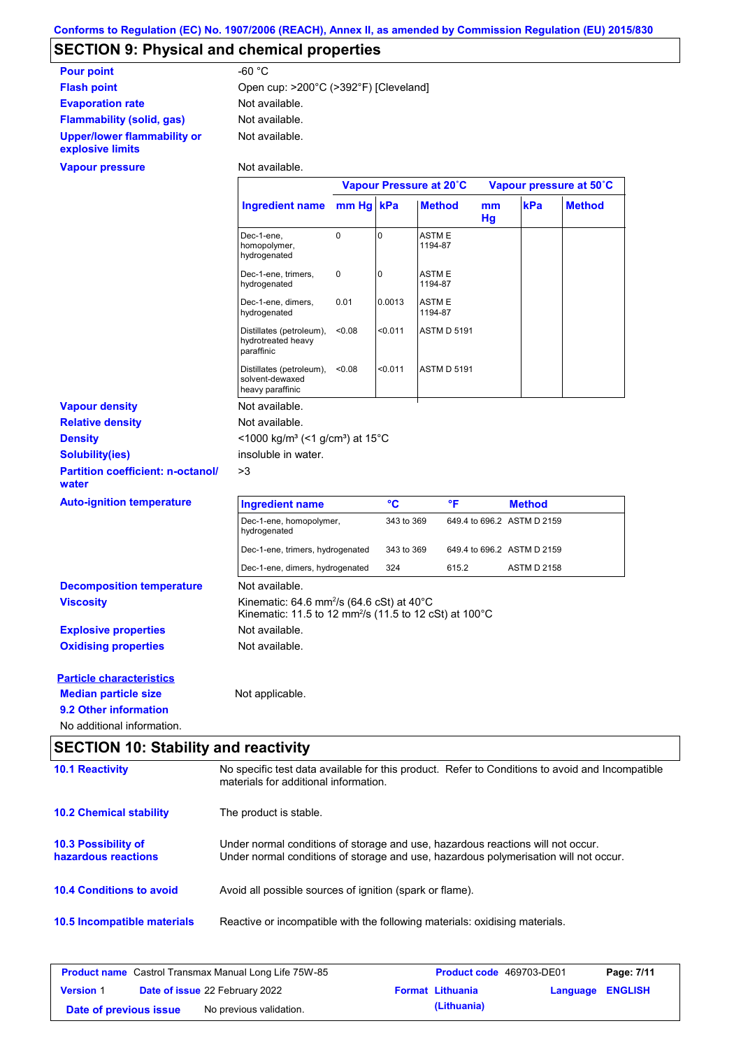Conforms to Regulation (EC) No. 1907/2006 (REACH), Annex II, as amended by Commission Regulation (EU) 2015/830

## SECTION 9: Physical and chemical properties

**Pour point**: -60 °C

**Flash point**: Open cup: >200°C (>392°F) [Cleveland]

**Evaporation rate**: Not available.

**Flammability (solid, gas)**: Not available.

**Upper/lower flammability or explosive limits**: Not available.

**Vapour pressure**: Not available.

| Ingredient name | Vapour Pressure at 20˚C | | | Vapour pressure at 50˚C | | |
|---|---|---|---|---|---|---|
| | mm Hg | kPa | Method | mm Hg | kPa | Method |
| Dec-1-ene, homopolymer, hydrogenated | 0 | 0 | ASTM E 1194-87 | | | |
| Dec-1-ene, trimers, hydrogenated | 0 | 0 | ASTM E 1194-87 | | | |
| Dec-1-ene, dimers, hydrogenated | 0.01 | 0.0013 | ASTM E 1194-87 | | | |
| Distillates (petroleum), hydrotreated heavy paraffinic | <0.08 | <0.011 | ASTM D 5191 | | | |
| Distillates (petroleum), solvent-dewaxed heavy paraffinic | <0.08 | <0.011 | ASTM D 5191 | | | |

**Vapour density**: Not available.

**Relative density**: Not available.

**Density**: <1000 kg/m³ (<1 g/cm³) at 15°C

**Solubility(ies)**: insoluble in water.

**Partition coefficient: n-octanol/water**: >3

**Auto-ignition temperature**:

| Ingredient name | °C | °F | Method |
|---|---|---|---|
| Dec-1-ene, homopolymer, hydrogenated | 343 to 369 | 649.4 to 696.2 | ASTM D 2159 |
| Dec-1-ene, trimers, hydrogenated | 343 to 369 | 649.4 to 696.2 | ASTM D 2159 |
| Dec-1-ene, dimers, hydrogenated | 324 | 615.2 | ASTM D 2158 |

**Decomposition temperature**: Not available.

**Viscosity**: Kinematic: 64.6 mm²/s (64.6 cSt) at 40°C
Kinematic: 11.5 to 12 mm²/s (11.5 to 12 cSt) at 100°C

**Explosive properties**: Not available.

**Oxidising properties**: Not available.

**Particle characteristics**

**Median particle size**: Not applicable.

**9.2 Other information**

No additional information.

## SECTION 10: Stability and reactivity

**10.1 Reactivity**: No specific test data available for this product. Refer to Conditions to avoid and Incompatible materials for additional information.

**10.2 Chemical stability**: The product is stable.

**10.3 Possibility of hazardous reactions**: Under normal conditions of storage and use, hazardous reactions will not occur.
Under normal conditions of storage and use, hazardous polymerisation will not occur.

**10.4 Conditions to avoid**: Avoid all possible sources of ignition (spark or flame).

**10.5 Incompatible materials**: Reactive or incompatible with the following materials: oxidising materials.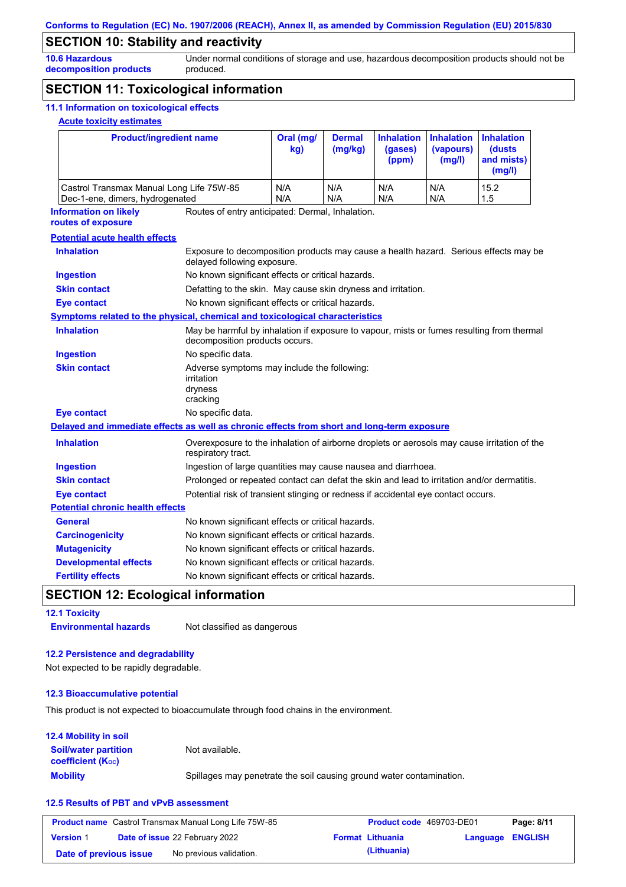## SECTION 10: Stability and reactivity

**10.6 Hazardous decomposition products** Under normal conditions of storage and use, hazardous decomposition products should not be produced.

## SECTION 11: Toxicological information

### 11.1 Information on toxicological effects

**Acute toxicity estimates**

| Product/ingredient name | Oral (mg/kg) | Dermal (mg/kg) | Inhalation (gases) (ppm) | Inhalation (vapours) (mg/l) | Inhalation (dusts and mists) (mg/l) |
|---|---|---|---|---|---|
| Castrol Transmax Manual Long Life 75W-85 | N/A | N/A | N/A | N/A | 15.2 |
| Dec-1-ene, dimers, hydrogenated | N/A | N/A | N/A | N/A | 1.5 |

**Information on likely routes of exposure** Routes of entry anticipated: Dermal, Inhalation.

**Potential acute health effects**

**Inhalation** Exposure to decomposition products may cause a health hazard. Serious effects may be delayed following exposure.

**Ingestion** No known significant effects or critical hazards.

**Skin contact** Defatting to the skin. May cause skin dryness and irritation.

**Eye contact** No known significant effects or critical hazards.

**Symptoms related to the physical, chemical and toxicological characteristics**

**Inhalation** May be harmful by inhalation if exposure to vapour, mists or fumes resulting from thermal decomposition products occurs.

**Ingestion** No specific data.

**Skin contact** Adverse symptoms may include the following:
irritation
dryness
cracking

**Eye contact** No specific data.

**Delayed and immediate effects as well as chronic effects from short and long-term exposure**

**Inhalation** Overexposure to the inhalation of airborne droplets or aerosols may cause irritation of the respiratory tract.

**Ingestion** Ingestion of large quantities may cause nausea and diarrhoea.

**Skin contact** Prolonged or repeated contact can defat the skin and lead to irritation and/or dermatitis.

**Eye contact** Potential risk of transient stinging or redness if accidental eye contact occurs.

**Potential chronic health effects**

**General** No known significant effects or critical hazards.

**Carcinogenicity** No known significant effects or critical hazards.

**Mutagenicity** No known significant effects or critical hazards.

**Developmental effects** No known significant effects or critical hazards.

**Fertility effects** No known significant effects or critical hazards.

## SECTION 12: Ecological information

### 12.1 Toxicity

**Environmental hazards** Not classified as dangerous

### 12.2 Persistence and degradability

Not expected to be rapidly degradable.

### 12.3 Bioaccumulative potential

This product is not expected to bioaccumulate through food chains in the environment.

### 12.4 Mobility in soil

**Soil/water partition coefficient ($K_{OC}$)** Not available.

**Mobility** Spillages may penetrate the soil causing ground water contamination.

### 12.5 Results of PBT and vPvB assessment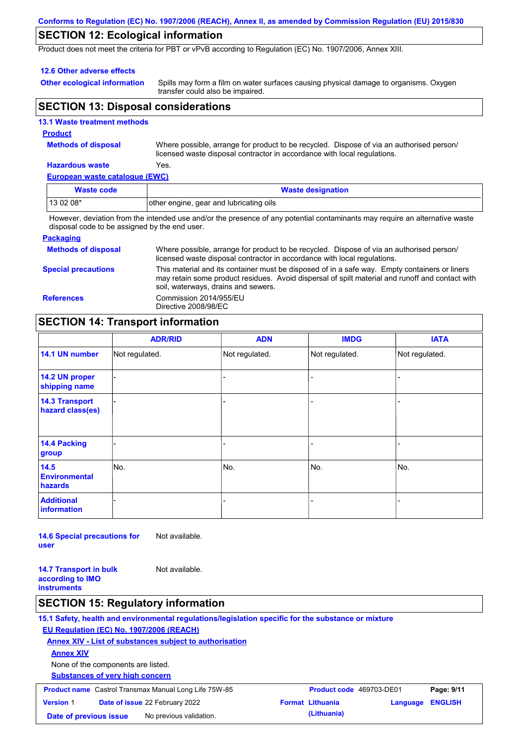## SECTION 12: Ecological information

Product does not meet the criteria for PBT or vPvB according to Regulation (EC) No. 1907/2006, Annex XIII.

### 12.6 Other adverse effects

**Other ecological information** Spills may form a film on water surfaces causing physical damage to organisms. Oxygen transfer could also be impaired.

## SECTION 13: Disposal considerations

### 13.1 Waste treatment methods

**Product**

**Methods of disposal** Where possible, arrange for product to be recycled. Dispose of via an authorised person/ licensed waste disposal contractor in accordance with local regulations.

**Hazardous waste** Yes.

**European waste catalogue (EWC)**

| Waste code | Waste designation |
|---|---|
| 13 02 08* | other engine, gear and lubricating oils |

However, deviation from the intended use and/or the presence of any potential contaminants may require an alternative waste disposal code to be assigned by the end user.

**Packaging**

**Methods of disposal** Where possible, arrange for product to be recycled. Dispose of via an authorised person/ licensed waste disposal contractor in accordance with local regulations.

**Special precautions** This material and its container must be disposed of in a safe way. Empty containers or liners may retain some product residues. Avoid dispersal of spilt material and runoff and contact with soil, waterways, drains and sewers.

**References** Commission 2014/955/EU
Directive 2008/98/EC

## SECTION 14: Transport information

| | ADR/RID | ADN | IMDG | IATA |
|---|---|---|---|---|
| 14.1 UN number | Not regulated. | Not regulated. | Not regulated. | Not regulated. |
| 14.2 UN proper shipping name | - | - | - | - |
| 14.3 Transport hazard class(es) | - | - | - | - |
| 14.4 Packing group | - | - | - | - |
| 14.5 Environmental hazards | No. | No. | No. | No. |
| Additional information | - | - | - | - |

**14.6 Special precautions for user** Not available.

**14.7 Transport in bulk according to IMO instruments** Not available.

## SECTION 15: Regulatory information

### 15.1 Safety, health and environmental regulations/legislation specific for the substance or mixture

**EU Regulation (EC) No. 1907/2006 (REACH)**

**Annex XIV - List of substances subject to authorisation**

**Annex XIV**

None of the components are listed.

**Substances of very high concern**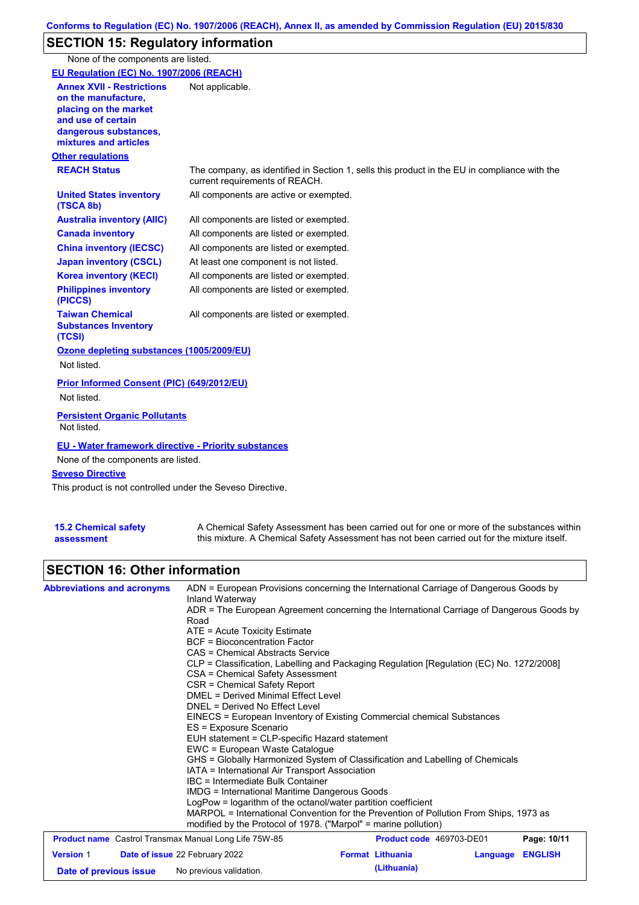## SECTION 15: Regulatory information

None of the components are listed.

**EU Regulation (EC) No. 1907/2006 (REACH)**

| | |
|---|---|
| **Annex XVII - Restrictions on the manufacture, placing on the market and use of certain dangerous substances, mixtures and articles** | Not applicable. |

**Other regulations**

| | |
|---|---|
| **REACH Status** | The company, as identified in Section 1, sells this product in the EU in compliance with the current requirements of REACH. |
| **United States inventory (TSCA 8b)** | All components are active or exempted. |
| **Australia inventory (AIIC)** | All components are listed or exempted. |
| **Canada inventory** | All components are listed or exempted. |
| **China inventory (IECSC)** | All components are listed or exempted. |
| **Japan inventory (CSCL)** | At least one component is not listed. |
| **Korea inventory (KECI)** | All components are listed or exempted. |
| **Philippines inventory (PICCS)** | All components are listed or exempted. |
| **Taiwan Chemical Substances Inventory (TCSI)** | All components are listed or exempted. |

**Ozone depleting substances (1005/2009/EU)**

Not listed.

**Prior Informed Consent (PIC) (649/2012/EU)**

Not listed.

**Persistent Organic Pollutants**

Not listed.

**EU - Water framework directive - Priority substances**

None of the components are listed.

**Seveso Directive**

This product is not controlled under the Seveso Directive.

| | |
|---|---|
| **15.2 Chemical safety assessment** | A Chemical Safety Assessment has been carried out for one or more of the substances within this mixture. A Chemical Safety Assessment has not been carried out for the mixture itself. |

## SECTION 16: Other information

**Abbreviations and acronyms**

ADN = European Provisions concerning the International Carriage of Dangerous Goods by Inland Waterway
ADR = The European Agreement concerning the International Carriage of Dangerous Goods by Road
ATE = Acute Toxicity Estimate
BCF = Bioconcentration Factor
CAS = Chemical Abstracts Service
CLP = Classification, Labelling and Packaging Regulation [Regulation (EC) No. 1272/2008]
CSA = Chemical Safety Assessment
CSR = Chemical Safety Report
DMEL = Derived Minimal Effect Level
DNEL = Derived No Effect Level
EINECS = European Inventory of Existing Commercial chemical Substances
ES = Exposure Scenario
EUH statement = CLP-specific Hazard statement
EWC = European Waste Catalogue
GHS = Globally Harmonized System of Classification and Labelling of Chemicals
IATA = International Air Transport Association
IBC = Intermediate Bulk Container
IMDG = International Maritime Dangerous Goods
LogPow = logarithm of the octanol/water partition coefficient
MARPOL = International Convention for the Prevention of Pollution From Ships, 1973 as modified by the Protocol of 1978. ("Marpol" = marine pollution)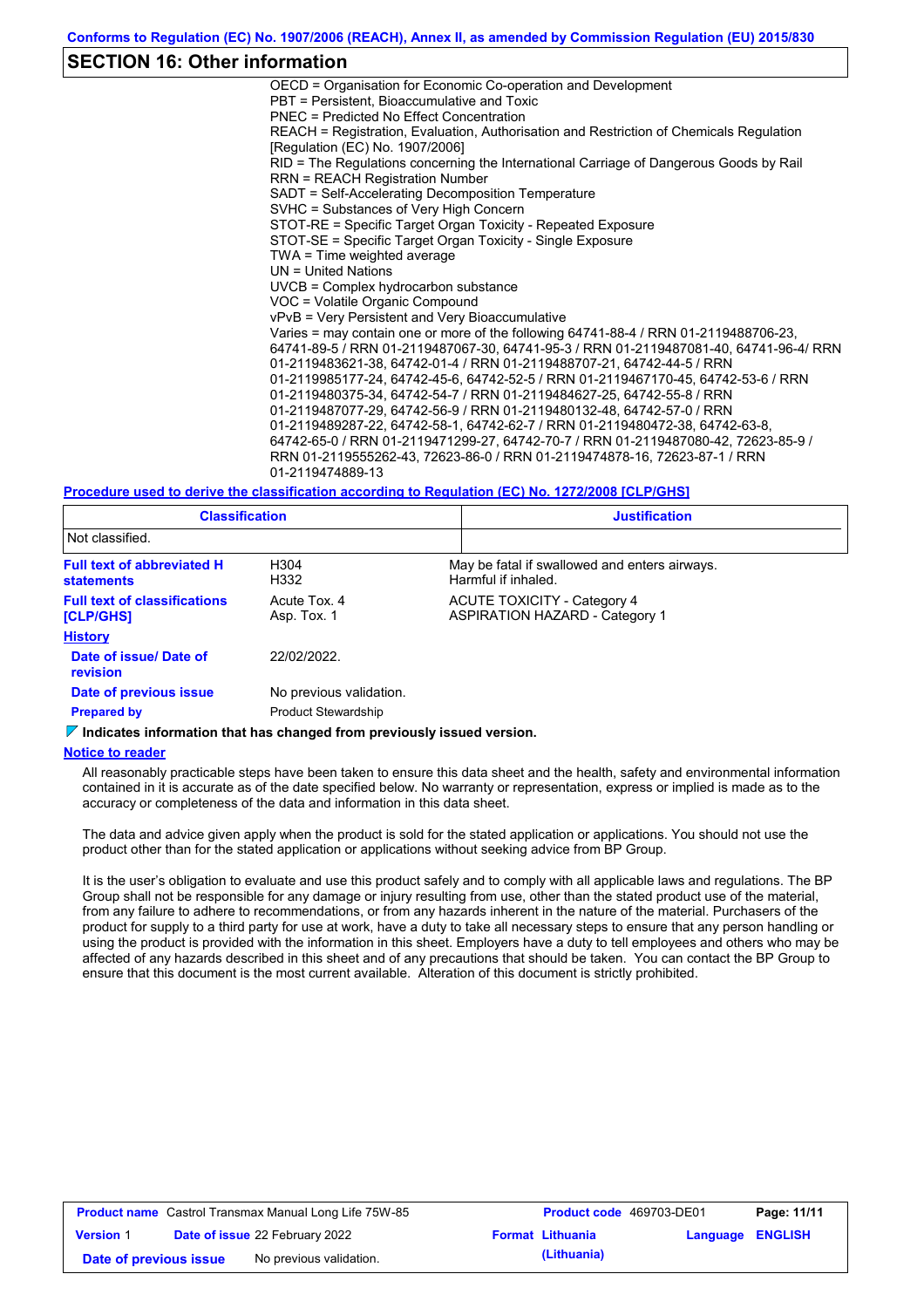## SECTION 16: Other information

OECD = Organisation for Economic Co-operation and Development
PBT = Persistent, Bioaccumulative and Toxic
PNEC = Predicted No Effect Concentration
REACH = Registration, Evaluation, Authorisation and Restriction of Chemicals Regulation [Regulation (EC) No. 1907/2006]
RID = The Regulations concerning the International Carriage of Dangerous Goods by Rail
RRN = REACH Registration Number
SADT = Self-Accelerating Decomposition Temperature
SVHC = Substances of Very High Concern
STOT-RE = Specific Target Organ Toxicity - Repeated Exposure
STOT-SE = Specific Target Organ Toxicity - Single Exposure
TWA = Time weighted average
UN = United Nations
UVCB = Complex hydrocarbon substance
VOC = Volatile Organic Compound
vPvB = Very Persistent and Very Bioaccumulative
Varies = may contain one or more of the following 64741-88-4 / RRN 01-2119488706-23, 64741-89-5 / RRN 01-2119487067-30, 64741-95-3 / RRN 01-2119487081-40, 64741-96-4/ RRN 01-2119483621-38, 64742-01-4 / RRN 01-2119488707-21, 64742-44-5 / RRN 01-2119985177-24, 64742-45-6, 64742-52-5 / RRN 01-2119467170-45, 64742-53-6 / RRN 01-2119480375-34, 64742-54-7 / RRN 01-2119484627-25, 64742-55-8 / RRN 01-2119487077-29, 64742-56-9 / RRN 01-2119480132-48, 64742-57-0 / RRN 01-2119489287-22, 64742-58-1, 64742-62-7 / RRN 01-2119480472-38, 64742-63-8, 64742-65-0 / RRN 01-2119471299-27, 64742-70-7 / RRN 01-2119487080-42, 72623-85-9 / RRN 01-2119555262-43, 72623-86-0 / RRN 01-2119474878-16, 72623-87-1 / RRN 01-2119474889-13

**Procedure used to derive the classification according to Regulation (EC) No. 1272/2008 [CLP/GHS]**

| Classification | Justification |
|---|---|
| Not classified. | |

| | | |
|---|---|---|
| **Full text of abbreviated H statements** | H304<br>H332 | May be fatal if swallowed and enters airways.<br>Harmful if inhaled. |
| **Full text of classifications [CLP/GHS]** | Acute Tox. 4<br>Asp. Tox. 1 | ACUTE TOXICITY - Category 4<br>ASPIRATION HAZARD - Category 1 |

**History**

| | |
|---|---|
| **Date of issue/ Date of revision** | 22/02/2022. |
| **Date of previous issue** | No previous validation. |
| **Prepared by** | Product Stewardship |

**Indicates information that has changed from previously issued version.**

**Notice to reader**

All reasonably practicable steps have been taken to ensure this data sheet and the health, safety and environmental information contained in it is accurate as of the date specified below. No warranty or representation, express or implied is made as to the accuracy or completeness of the data and information in this data sheet.

The data and advice given apply when the product is sold for the stated application or applications. You should not use the product other than for the stated application or applications without seeking advice from BP Group.

It is the user's obligation to evaluate and use this product safely and to comply with all applicable laws and regulations. The BP Group shall not be responsible for any damage or injury resulting from use, other than the stated product use of the material, from any failure to adhere to recommendations, or from any hazards inherent in the nature of the material. Purchasers of the product for supply to a third party for use at work, have a duty to take all necessary steps to ensure that any person handling or using the product is provided with the information in this sheet. Employers have a duty to tell employees and others who may be affected of any hazards described in this sheet and of any precautions that should be taken. You can contact the BP Group to ensure that this document is the most current available. Alteration of this document is strictly prohibited.